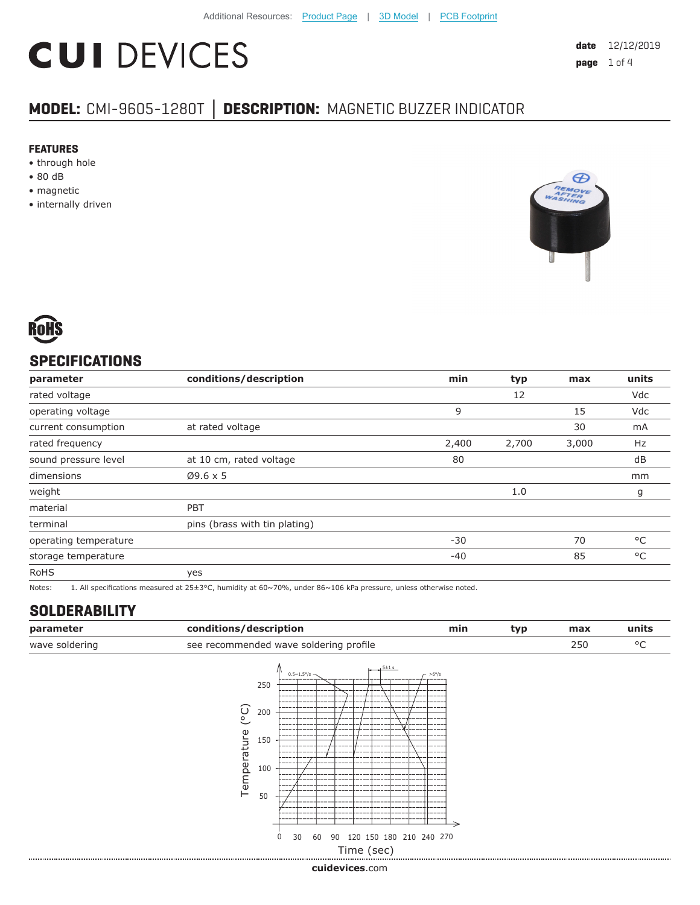Additional Resources: Product Page | 3D Model | PCB Footprint

# CUI DEVICES

**date** 12/12/2019

## MODEL: CMI-9605-1280T | DESCRIPTION: MAGNETIC BUZZER INDICATOR

### FEATURES

- through hole
- 80 dB
- magnetic
- internally driven

## SPECIFICATIONS

| parameter | conditions/description | min | typ | max | units |
|---|---|---|---|---|---|
| rated voltage | | | 12 | | Vdc |
| operating voltage | | 9 | | 15 | Vdc |
| current consumption | at rated voltage | | | 30 | mA |
| rated frequency | | 2,400 | 2,700 | 3,000 | Hz |
| sound pressure level | at 10 cm, rated voltage | 80 | | | dB |
| dimensions | Ø9.6 x 5 | | | | mm |
| weight | | | 1.0 | | g |
| material | PBT | | | | |
| terminal | pins (brass with tin plating) | | | | |
| operating temperature | | -30 | | 70 | °C |
| storage temperature | | -40 | | 85 | °C |
| RoHS | yes | | | | |

Notes: 1. All specifications measured at 25±3°C, humidity at 60~70%, under 86~106 kPa pressure, unless otherwise noted.

## SOLDERABILITY

| parameter | conditions/description | min | typ | max | units |
|---|---|---|---|---|---|
| wave soldering | see recommended wave soldering profile | | | 250 | °C |

Temperature (°C) vs Time (sec): 0.5~1.5°/s; 5±1 s; >6°/s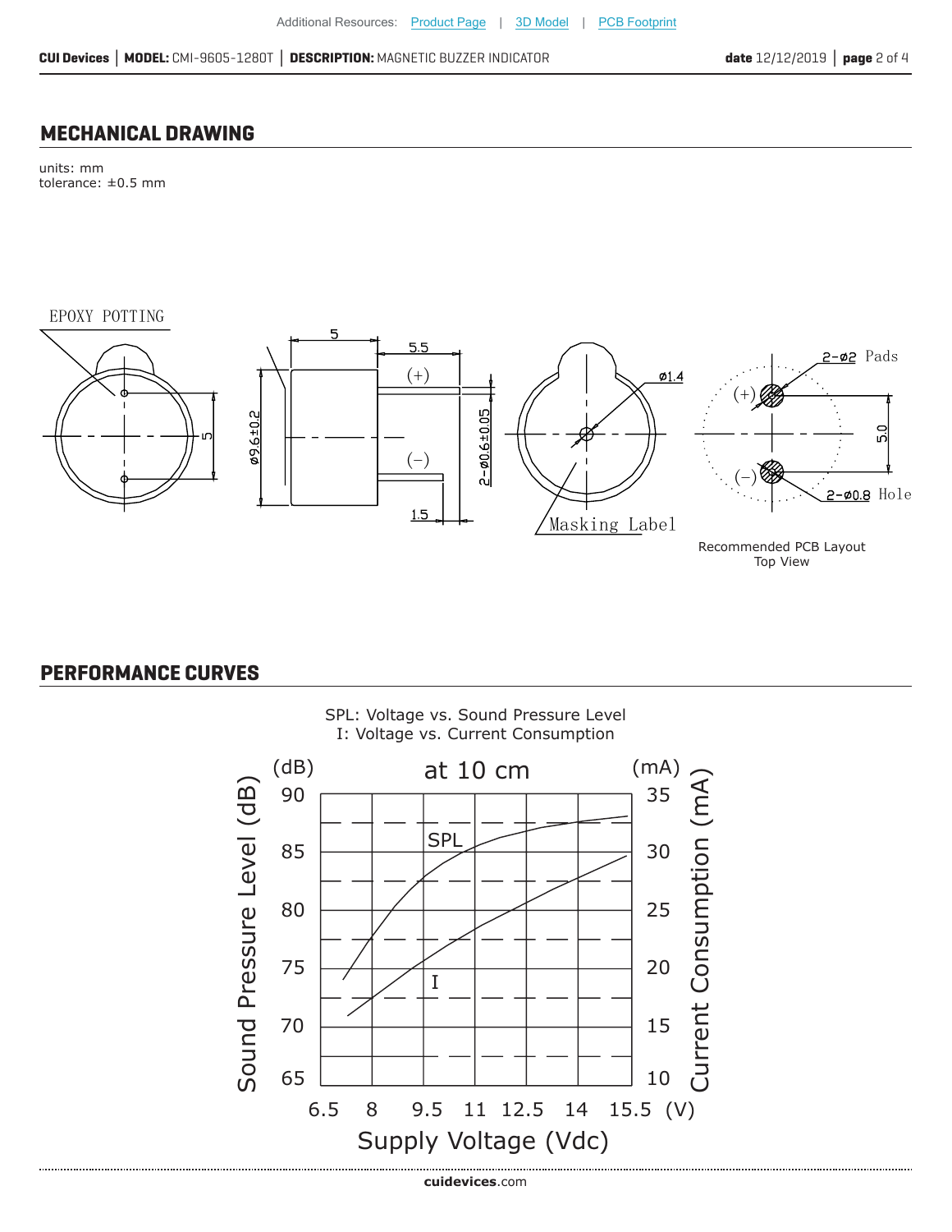## MECHANICAL DRAWING

units: mm
tolerance: ±0.5 mm

EPOXY POTTING

Masking Label

Ø1.4

2-Ø2 Pads

2-Ø0.8 Hole

Recommended PCB Layout
Top View

## PERFORMANCE CURVES

SPL: Voltage vs. Sound Pressure Level
I: Voltage vs. Current Consumption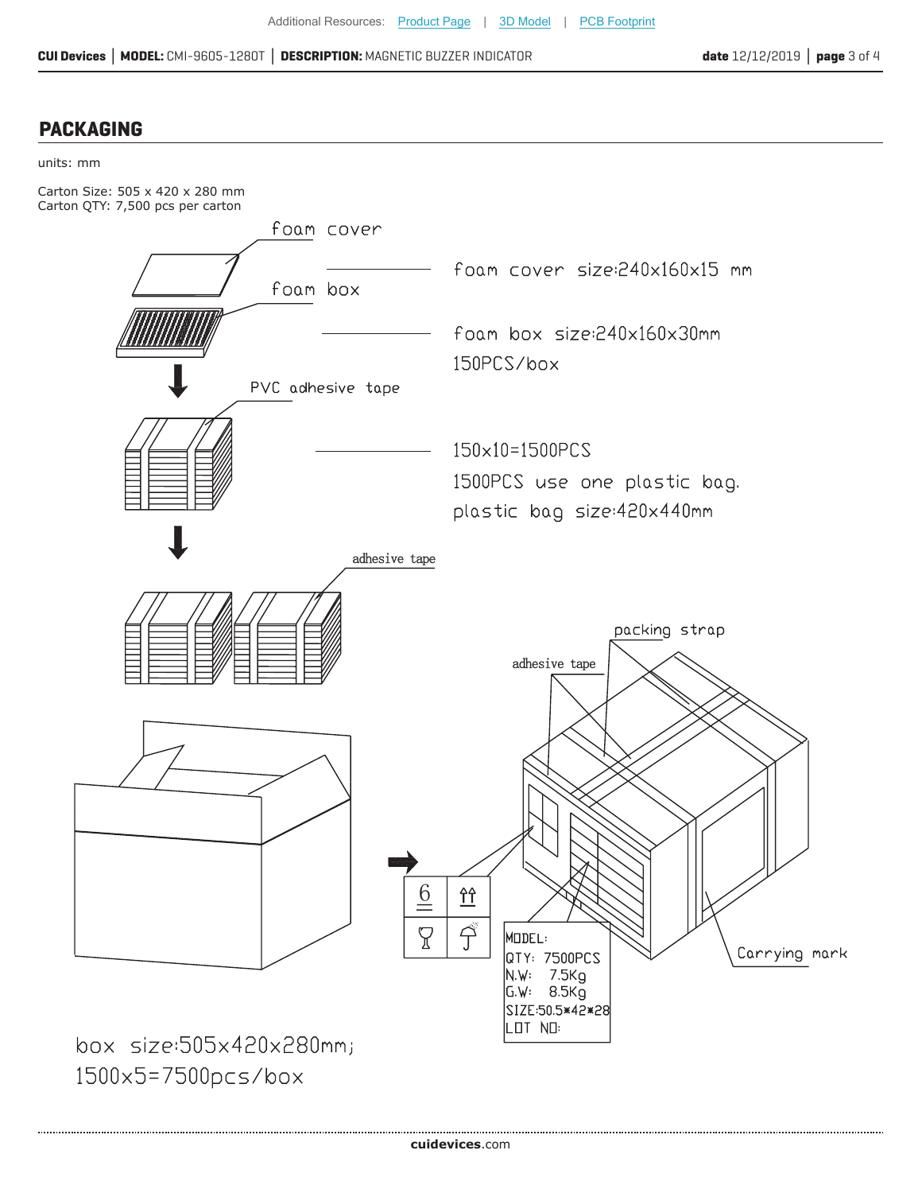## PACKAGING

units: mm

Carton Size: 505 x 420 x 280 mm
Carton QTY: 7,500 pcs per carton

foam cover

foam box

foam cover size:240x160x15 mm

foam box size:240x160x30mm
150PCS/box

PVC adhesive tape

150x10=1500PCS
1500PCS use one plastic bag.
plastic bag size:420x440mm

adhesive tape

packing strap

adhesive tape

MODEL:
QTY: 7500PCS
N.W: 7.5Kg
G.W: 8.5Kg
SIZE:50.5*42*28
LOT NO:

Carrying mark

box size:505x420x280mm;
1500x5=7500pcs/box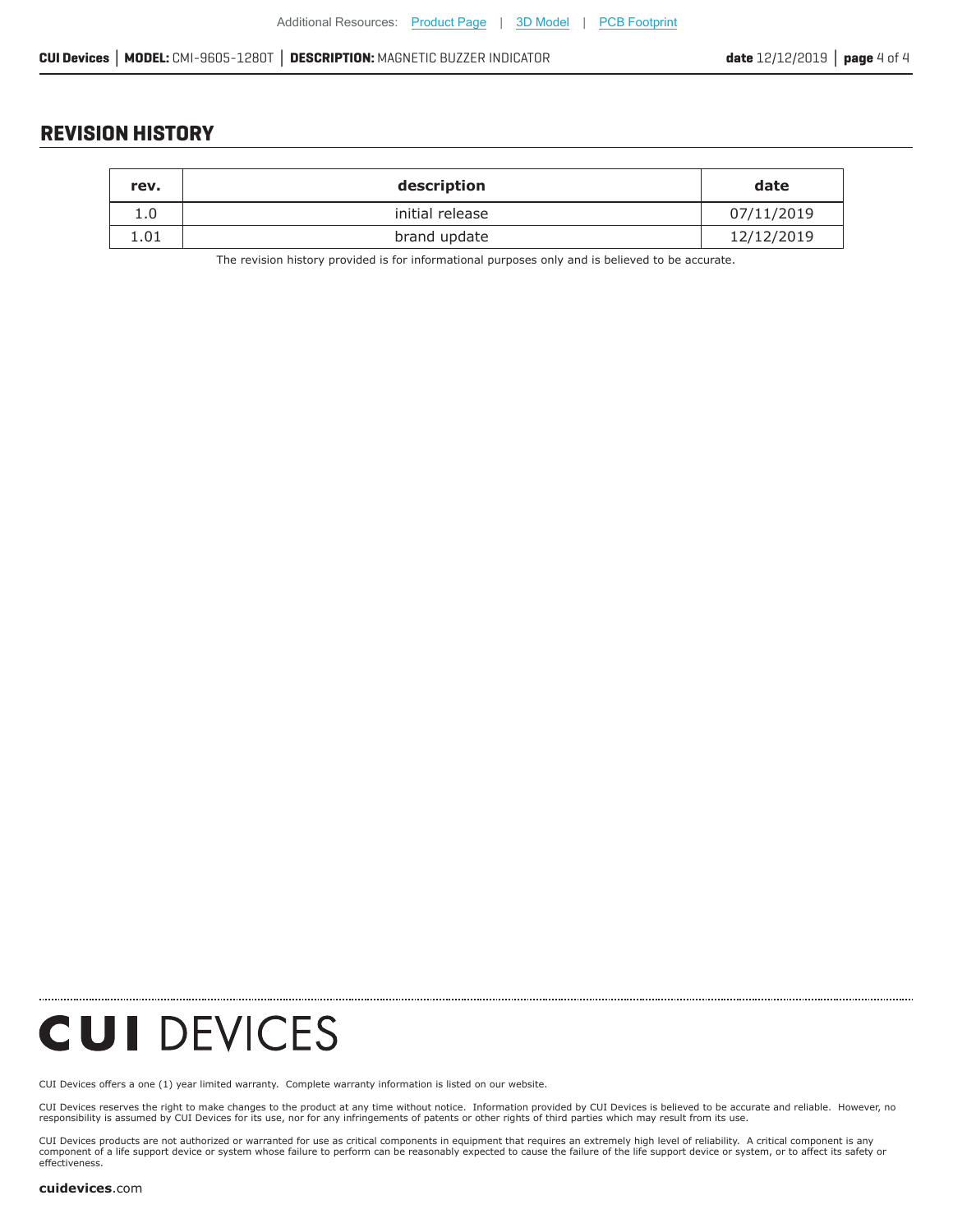## REVISION HISTORY

| rev. | description | date |
|---|---|---|
| 1.0 | initial release | 07/11/2019 |
| 1.01 | brand update | 12/12/2019 |

The revision history provided is for informational purposes only and is believed to be accurate.

**CUI** DEVICES

CUI Devices offers a one (1) year limited warranty. Complete warranty information is listed on our website.

CUI Devices reserves the right to make changes to the product at any time without notice. Information provided by CUI Devices is believed to be accurate and reliable. However, no responsibility is assumed by CUI Devices for its use, nor for any infringements of patents or other rights of third parties which may result from its use.

CUI Devices products are not authorized or warranted for use as critical components in equipment that requires an extremely high level of reliability. A critical component is any component of a life support device or system whose failure to perform can be reasonably expected to cause the failure of the life support device or system, or to affect its safety or effectiveness.

**cuidevices**.com